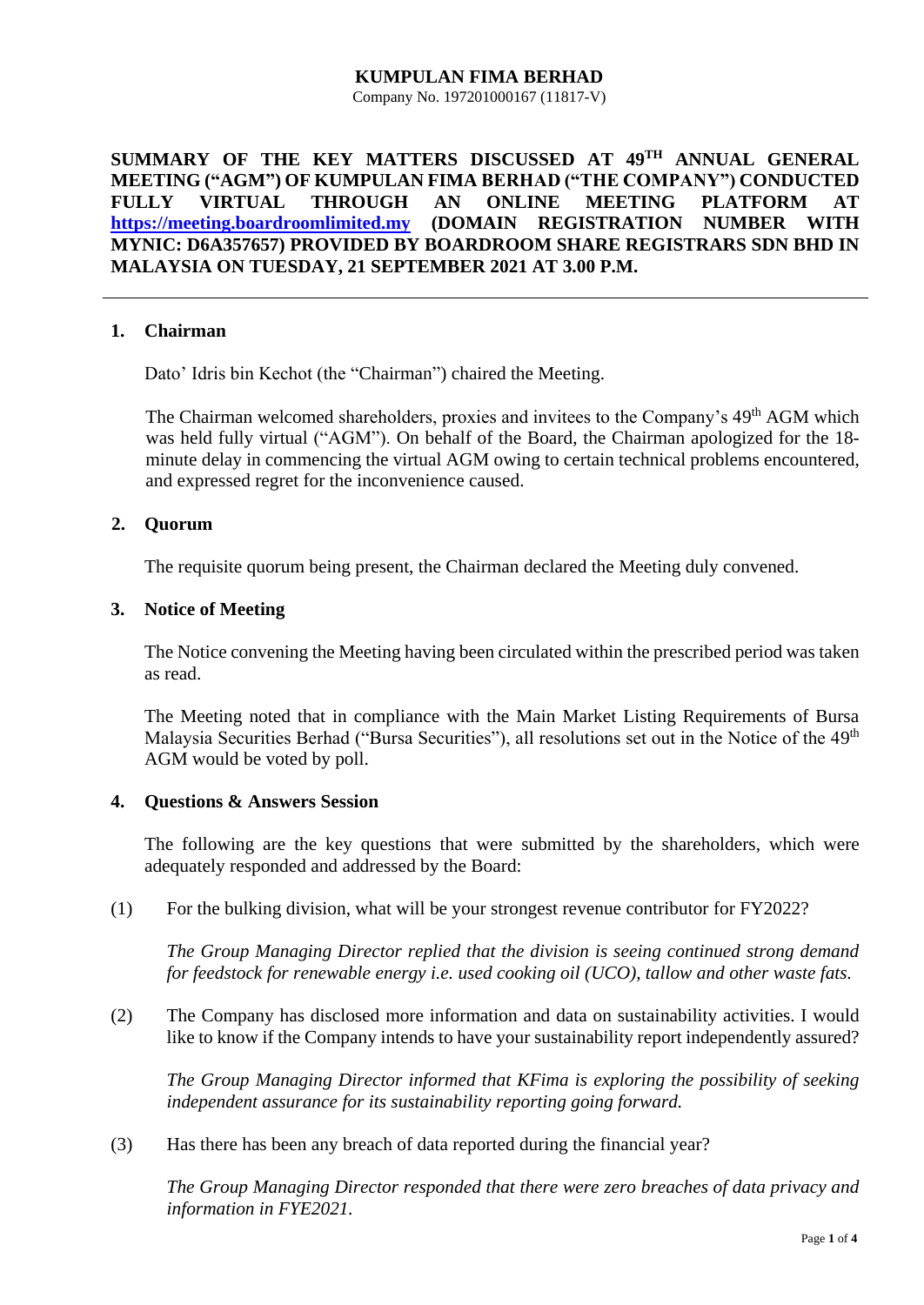**KUMPULAN FIMA BERHAD**

Company No. 197201000167 (11817-V)

**SUMMARY OF THE KEY MATTERS DISCUSSED AT 49TH ANNUAL GENERAL MEETING ("AGM") OF KUMPULAN FIMA BERHAD ("THE COMPANY") CONDUCTED FULLY VIRTUAL THROUGH AN ONLINE MEETING PLATFORM AT [https://meeting.boardroomlimited.my](https://meeting.boardroomlimited.my) (DOMAIN REGISTRATION NUMBER WITH MYNIC: D6A357657) PROVIDED BY BOARDROOM SHARE REGISTRARS SDN BHD IN MALAYSIA ON TUESDAY, 21 SEPTEMBER 2021 AT 3.00 P.M.**

---

## 1. Chairman

Dato' Idris bin Kechot (the "Chairman") chaired the Meeting.

The Chairman welcomed shareholders, proxies and invitees to the Company's 49th AGM which was held fully virtual ("AGM"). On behalf of the Board, the Chairman apologized for the 18-minute delay in commencing the virtual AGM owing to certain technical problems encountered, and expressed regret for the inconvenience caused.

## 2. Quorum

The requisite quorum being present, the Chairman declared the Meeting duly convened.

## 3. Notice of Meeting

The Notice convening the Meeting having been circulated within the prescribed period was taken as read.

The Meeting noted that in compliance with the Main Market Listing Requirements of Bursa Malaysia Securities Berhad ("Bursa Securities"), all resolutions set out in the Notice of the 49th AGM would be voted by poll.

## 4. Questions & Answers Session

The following are the key questions that were submitted by the shareholders, which were adequately responded and addressed by the Board:

(1) For the bulking division, what will be your strongest revenue contributor for FY2022?

*The Group Managing Director replied that the division is seeing continued strong demand for feedstock for renewable energy i.e. used cooking oil (UCO), tallow and other waste fats.*

(2) The Company has disclosed more information and data on sustainability activities. I would like to know if the Company intends to have your sustainability report independently assured?

*The Group Managing Director informed that KFima is exploring the possibility of seeking independent assurance for its sustainability reporting going forward.*

(3) Has there has been any breach of data reported during the financial year?

*The Group Managing Director responded that there were zero breaches of data privacy and information in FYE2021.*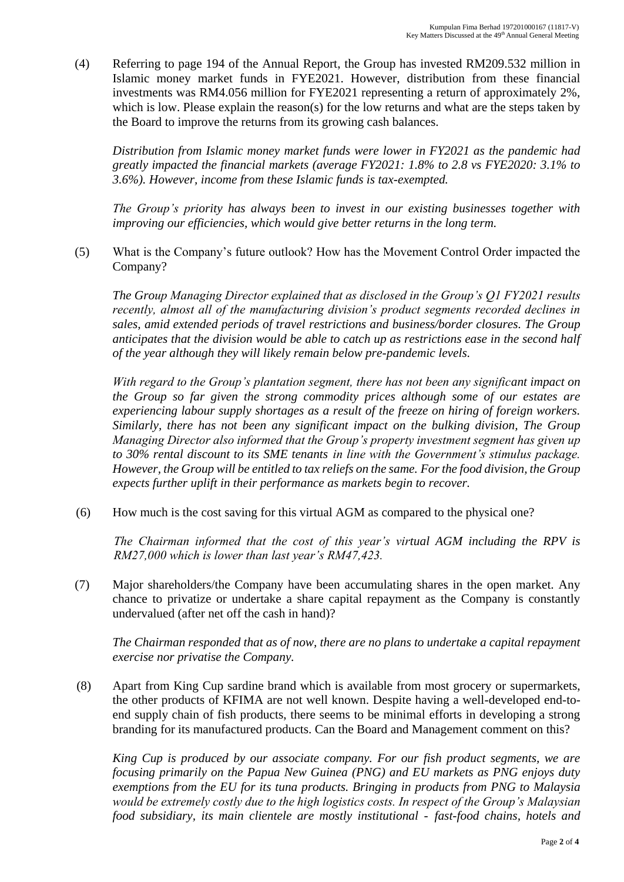(4) Referring to page 194 of the Annual Report, the Group has invested RM209.532 million in Islamic money market funds in FYE2021. However, distribution from these financial investments was RM4.056 million for FYE2021 representing a return of approximately 2%, which is low. Please explain the reason(s) for the low returns and what are the steps taken by the Board to improve the returns from its growing cash balances.

*Distribution from Islamic money market funds were lower in FY2021 as the pandemic had greatly impacted the financial markets (average FY2021: 1.8% to 2.8 vs FYE2020: 3.1% to 3.6%). However, income from these Islamic funds is tax-exempted.*

*The Group's priority has always been to invest in our existing businesses together with improving our efficiencies, which would give better returns in the long term.*

(5) What is the Company's future outlook? How has the Movement Control Order impacted the Company?

*The Group Managing Director explained that as disclosed in the Group's Q1 FY2021 results recently, almost all of the manufacturing division's product segments recorded declines in sales, amid extended periods of travel restrictions and business/border closures. The Group anticipates that the division would be able to catch up as restrictions ease in the second half of the year although they will likely remain below pre-pandemic levels.*

*With regard to the Group's plantation segment, there has not been any significant impact on the Group so far given the strong commodity prices although some of our estates are experiencing labour supply shortages as a result of the freeze on hiring of foreign workers. Similarly, there has not been any significant impact on the bulking division, The Group Managing Director also informed that the Group's property investment segment has given up to 30% rental discount to its SME tenants in line with the Government's stimulus package. However, the Group will be entitled to tax reliefs on the same. For the food division, the Group expects further uplift in their performance as markets begin to recover.*

(6) How much is the cost saving for this virtual AGM as compared to the physical one?

*The Chairman informed that the cost of this year's virtual AGM including the RPV is RM27,000 which is lower than last year's RM47,423.*

(7) Major shareholders/the Company have been accumulating shares in the open market. Any chance to privatize or undertake a share capital repayment as the Company is constantly undervalued (after net off the cash in hand)?

*The Chairman responded that as of now, there are no plans to undertake a capital repayment exercise nor privatise the Company.*

(8) Apart from King Cup sardine brand which is available from most grocery or supermarkets, the other products of KFIMA are not well known. Despite having a well-developed end-to-end supply chain of fish products, there seems to be minimal efforts in developing a strong branding for its manufactured products. Can the Board and Management comment on this?

*King Cup is produced by our associate company. For our fish product segments, we are focusing primarily on the Papua New Guinea (PNG) and EU markets as PNG enjoys duty exemptions from the EU for its tuna products. Bringing in products from PNG to Malaysia would be extremely costly due to the high logistics costs. In respect of the Group's Malaysian food subsidiary, its main clientele are mostly institutional - fast-food chains, hotels and*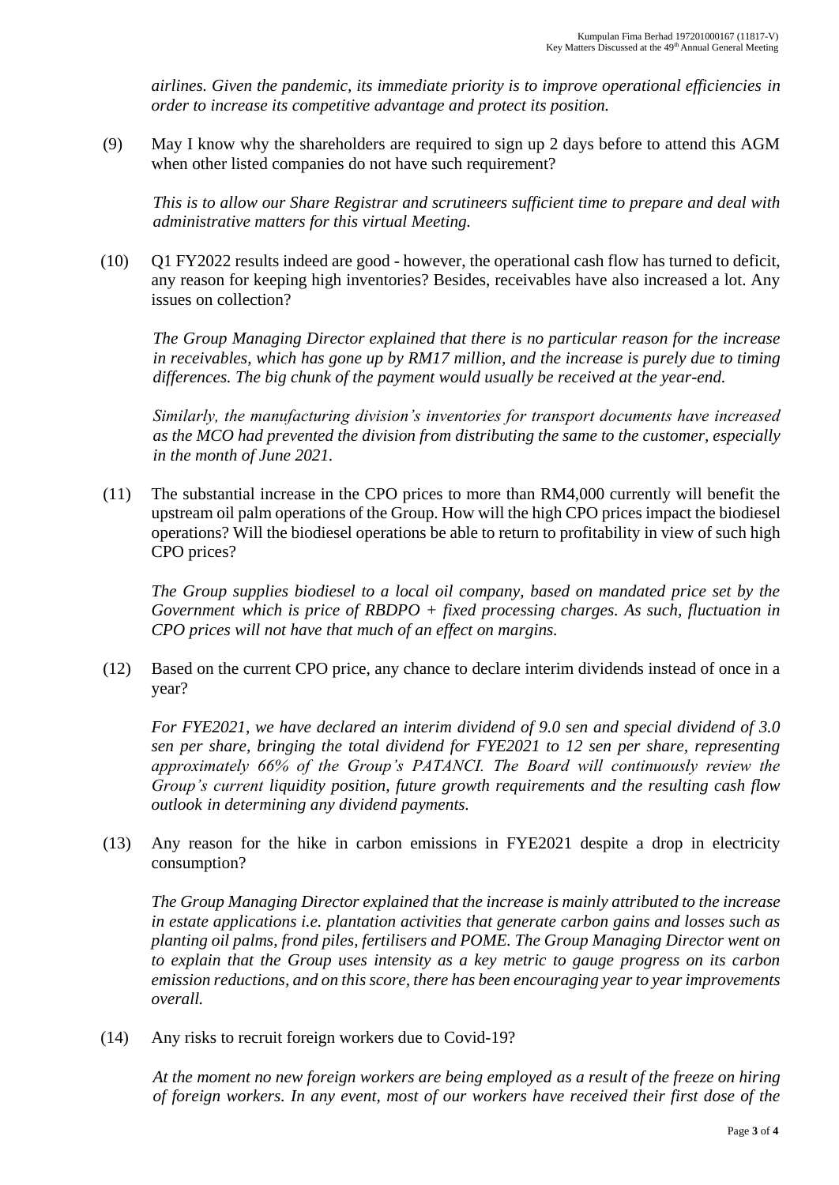*airlines. Given the pandemic, its immediate priority is to improve operational efficiencies in order to increase its competitive advantage and protect its position.*

(9) May I know why the shareholders are required to sign up 2 days before to attend this AGM when other listed companies do not have such requirement?

*This is to allow our Share Registrar and scrutineers sufficient time to prepare and deal with administrative matters for this virtual Meeting.*

(10) Q1 FY2022 results indeed are good - however, the operational cash flow has turned to deficit, any reason for keeping high inventories? Besides, receivables have also increased a lot. Any issues on collection?

*The Group Managing Director explained that there is no particular reason for the increase in receivables, which has gone up by RM17 million, and the increase is purely due to timing differences. The big chunk of the payment would usually be received at the year-end.*

*Similarly, the manufacturing division's inventories for transport documents have increased as the MCO had prevented the division from distributing the same to the customer, especially in the month of June 2021.*

(11) The substantial increase in the CPO prices to more than RM4,000 currently will benefit the upstream oil palm operations of the Group. How will the high CPO prices impact the biodiesel operations? Will the biodiesel operations be able to return to profitability in view of such high CPO prices?

*The Group supplies biodiesel to a local oil company, based on mandated price set by the Government which is price of RBDPO + fixed processing charges. As such, fluctuation in CPO prices will not have that much of an effect on margins.*

(12) Based on the current CPO price, any chance to declare interim dividends instead of once in a year?

*For FYE2021, we have declared an interim dividend of 9.0 sen and special dividend of 3.0 sen per share, bringing the total dividend for FYE2021 to 12 sen per share, representing approximately 66% of the Group's PATANCI. The Board will continuously review the Group's current liquidity position, future growth requirements and the resulting cash flow outlook in determining any dividend payments.*

(13) Any reason for the hike in carbon emissions in FYE2021 despite a drop in electricity consumption?

*The Group Managing Director explained that the increase is mainly attributed to the increase in estate applications i.e. plantation activities that generate carbon gains and losses such as planting oil palms, frond piles, fertilisers and POME. The Group Managing Director went on to explain that the Group uses intensity as a key metric to gauge progress on its carbon emission reductions, and on this score, there has been encouraging year to year improvements overall.*

(14) Any risks to recruit foreign workers due to Covid-19?

*At the moment no new foreign workers are being employed as a result of the freeze on hiring of foreign workers. In any event, most of our workers have received their first dose of the*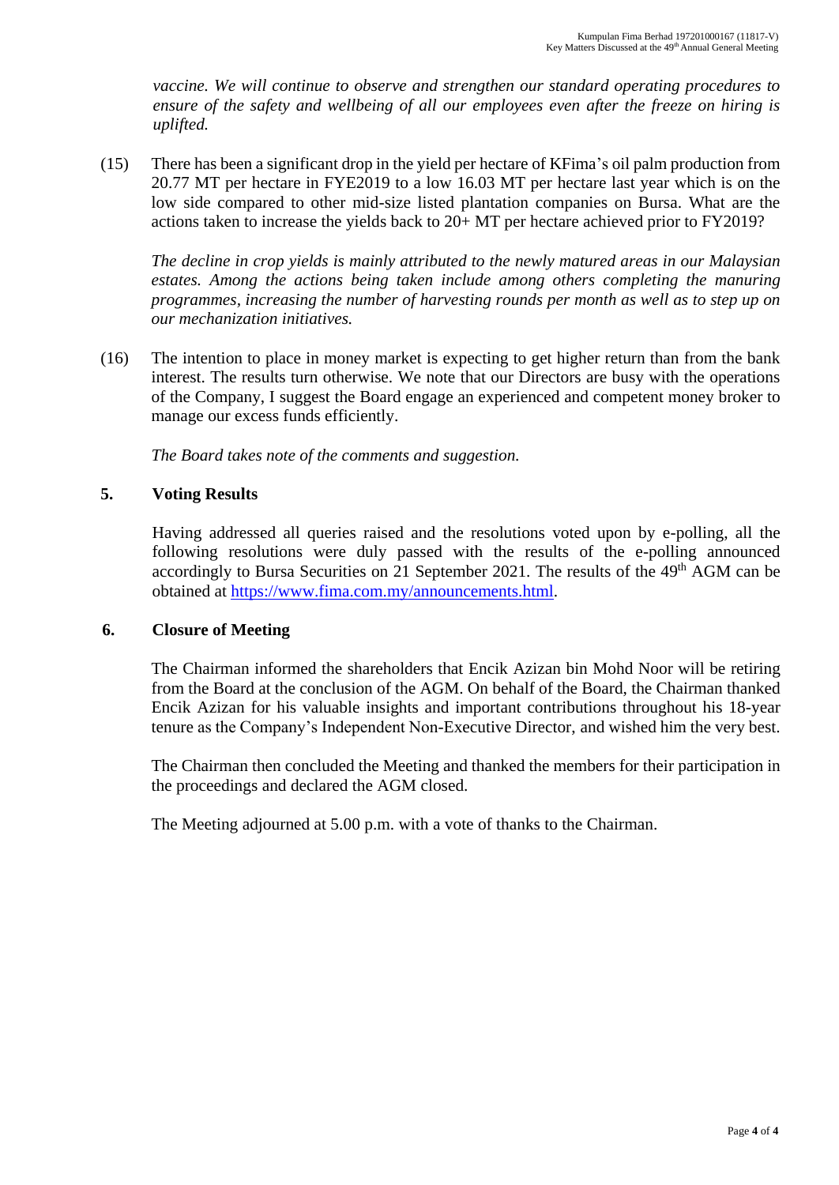*vaccine. We will continue to observe and strengthen our standard operating procedures to ensure of the safety and wellbeing of all our employees even after the freeze on hiring is uplifted.*

(15) There has been a significant drop in the yield per hectare of KFima's oil palm production from 20.77 MT per hectare in FYE2019 to a low 16.03 MT per hectare last year which is on the low side compared to other mid-size listed plantation companies on Bursa. What are the actions taken to increase the yields back to 20+ MT per hectare achieved prior to FY2019?

*The decline in crop yields is mainly attributed to the newly matured areas in our Malaysian estates. Among the actions being taken include among others completing the manuring programmes, increasing the number of harvesting rounds per month as well as to step up on our mechanization initiatives.*

(16) The intention to place in money market is expecting to get higher return than from the bank interest. The results turn otherwise. We note that our Directors are busy with the operations of the Company, I suggest the Board engage an experienced and competent money broker to manage our excess funds efficiently.

*The Board takes note of the comments and suggestion.*

## 5. Voting Results

Having addressed all queries raised and the resolutions voted upon by e-polling, all the following resolutions were duly passed with the results of the e-polling announced accordingly to Bursa Securities on 21 September 2021. The results of the 49th AGM can be obtained at https://www.fima.com.my/announcements.html.

## 6. Closure of Meeting

The Chairman informed the shareholders that Encik Azizan bin Mohd Noor will be retiring from the Board at the conclusion of the AGM. On behalf of the Board, the Chairman thanked Encik Azizan for his valuable insights and important contributions throughout his 18-year tenure as the Company's Independent Non-Executive Director, and wished him the very best.

The Chairman then concluded the Meeting and thanked the members for their participation in the proceedings and declared the AGM closed.

The Meeting adjourned at 5.00 p.m. with a vote of thanks to the Chairman.